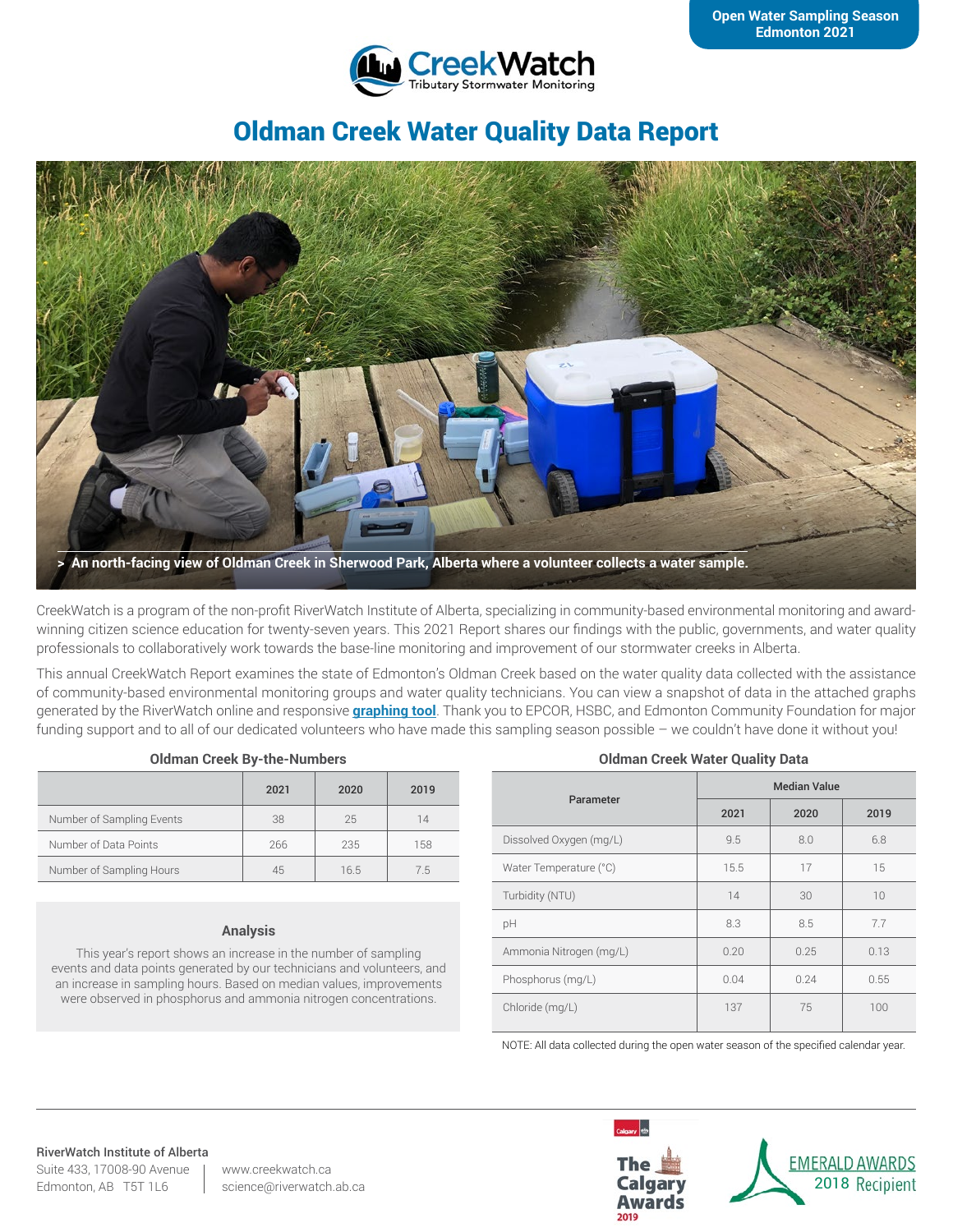Open Water Sampling Season
Edmonton 2021

CreekWatch
Tributary Stormwater Monitoring

# Oldman Creek Water Quality Data Report

> An north-facing view of Oldman Creek in Sherwood Park, Alberta where a volunteer collects a water sample.

CreekWatch is a program of the non-profit RiverWatch Institute of Alberta, specializing in community-based environmental monitoring and award-winning citizen science education for twenty-seven years. This 2021 Report shares our findings with the public, governments, and water quality professionals to collaboratively work towards the base-line monitoring and improvement of our stormwater creeks in Alberta.

This annual CreekWatch Report examines the state of Edmonton's Oldman Creek based on the water quality data collected with the assistance of community-based environmental monitoring groups and water quality technicians. You can view a snapshot of data in the attached graphs generated by the RiverWatch online and responsive **graphing tool**. Thank you to EPCOR, HSBC, and Edmonton Community Foundation for major funding support and to all of our dedicated volunteers who have made this sampling season possible – we couldn't have done it without you!

### Oldman Creek By-the-Numbers

| | 2021 | 2020 | 2019 |
|---|---|---|---|
| Number of Sampling Events | 38 | 25 | 14 |
| Number of Data Points | 266 | 235 | 158 |
| Number of Sampling Hours | 45 | 16.5 | 7.5 |

### Analysis

This year's report shows an increase in the number of sampling events and data points generated by our technicians and volunteers, and an increase in sampling hours. Based on median values, improvements were observed in phosphorus and ammonia nitrogen concentrations.

### Oldman Creek Water Quality Data

| Parameter | Median Value | | |
|---|---|---|---|
| | 2021 | 2020 | 2019 |
| Dissolved Oxygen (mg/L) | 9.5 | 8.0 | 6.8 |
| Water Temperature (°C) | 15.5 | 17 | 15 |
| Turbidity (NTU) | 14 | 30 | 10 |
| pH | 8.3 | 8.5 | 7.7 |
| Ammonia Nitrogen (mg/L) | 0.20 | 0.25 | 0.13 |
| Phosphorus (mg/L) | 0.04 | 0.24 | 0.55 |
| Chloride (mg/L) | 137 | 75 | 100 |

NOTE: All data collected during the open water season of the specified calendar year.

**RiverWatch Institute of Alberta**
Suite 433, 17008-90 Avenue
Edmonton, AB T5T 1L6

www.creekwatch.ca
science@riverwatch.ab.ca

The Calgary Awards 2019

EMERALD AWARDS 2018 Recipient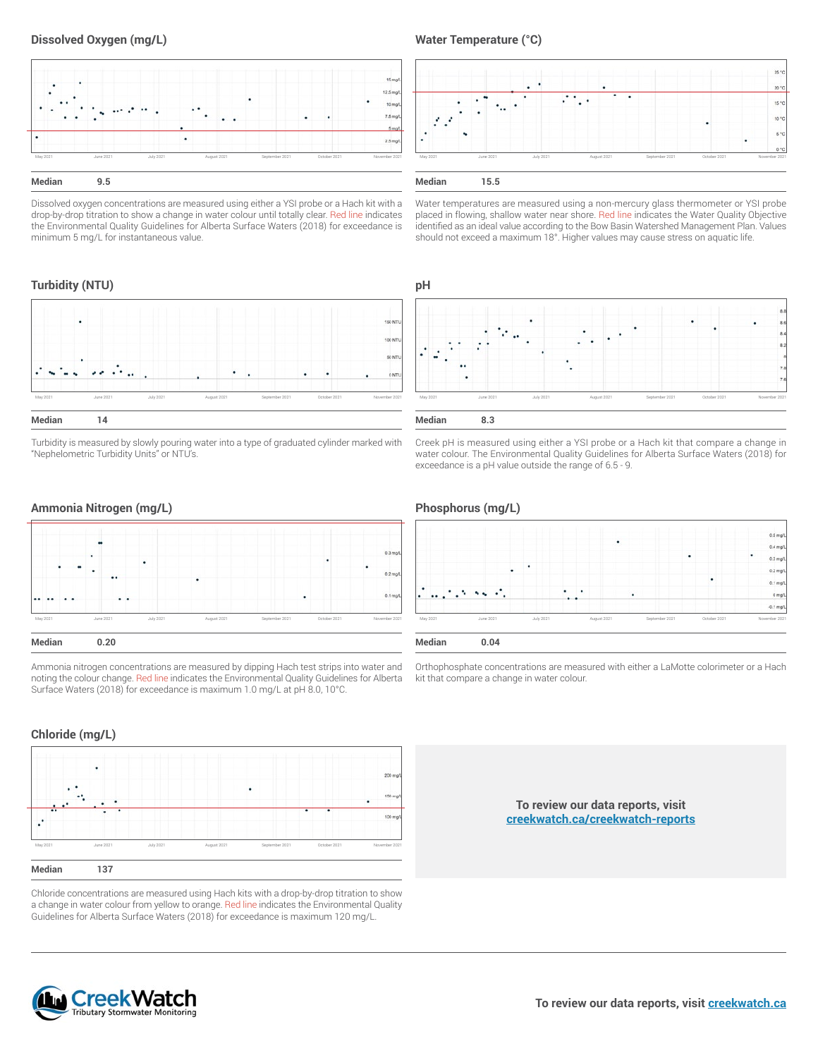## Dissolved Oxygen (mg/L)

15 mg/L
12.5 mg/L
10 mg/L
7.5 mg/L
5 mg/L
2.5 mg/L

May 2021
June 2021
July 2021
August 2021
September 2021
October 2021
November 2021

**Median** 9.5

Dissolved oxygen concentrations are measured using either a YSI probe or a Hach kit with a drop-by-drop titration to show a change in water colour until totally clear. Red line indicates the Environmental Quality Guidelines for Alberta Surface Waters (2018) for exceedance is minimum 5 mg/L for instantaneous value.

## Water Temperature (°C)

25 °C
20 °C
15 °C
10 °C
5 °C
0 °C

May 2021
June 2021
July 2021
August 2021
September 2021
October 2021
November 2021

**Median** 15.5

Water temperatures are measured using a non-mercury glass thermometer or YSI probe placed in flowing, shallow water near shore. Red line indicates the Water Quality Objective identified as an ideal value according to the Bow Basin Watershed Management Plan. Values should not exceed a maximum 18°. Higher values may cause stress on aquatic life.

## Turbidity (NTU)

150 NTU
100 NTU
50 NTU
0 NTU

May 2021
June 2021
July 2021
August 2021
September 2021
October 2021
November 2021

**Median** 14

Turbidity is measured by slowly pouring water into a type of graduated cylinder marked with "Nephelometric Turbidity Units" or NTU's.

## pH

8.8
8.6
8.4
8.2
8
7.8
7.6

May 2021
June 2021
July 2021
August 2021
September 2021
October 2021
November 2021

**Median** 8.3

Creek pH is measured using either a YSI probe or a Hach kit that compare a change in water colour. The Environmental Quality Guidelines for Alberta Surface Waters (2018) for exceedance is a pH value outside the range of 6.5 - 9.

## Ammonia Nitrogen (mg/L)

0.3 mg/L
0.2 mg/L
0.1 mg/L

May 2021
June 2021
July 2021
August 2021
September 2021
October 2021
November 2021

**Median** 0.20

Ammonia nitrogen concentrations are measured by dipping Hach test strips into water and noting the colour change. Red line indicates the Environmental Quality Guidelines for Alberta Surface Waters (2018) for exceedance is maximum 1.0 mg/L at pH 8.0, 10°C.

## Phosphorus (mg/L)

0.5 mg/L
0.4 mg/L
0.3 mg/L
0.2 mg/L
0.1 mg/L
0 mg/L
-0.1 mg/L

May 2021
June 2021
July 2021
August 2021
September 2021
October 2021
November 2021

**Median** 0.04

Orthophosphate concentrations are measured with either a LaMotte colorimeter or a Hach kit that compare a change in water colour.

## Chloride (mg/L)

200 mg/L
150 mg/L
100 mg/L

May 2021
June 2021
July 2021
August 2021
September 2021
October 2021
November 2021

**Median** 137

Chloride concentrations are measured using Hach kits with a drop-by-drop titration to show a change in water colour from yellow to orange. Red line indicates the Environmental Quality Guidelines for Alberta Surface Waters (2018) for exceedance is maximum 120 mg/L.

**To review our data reports, visit [creekwatch.ca/creekwatch-reports](creekwatch.ca/creekwatch-reports)**

CreekWatch
Tributary Stormwater Monitoring

**To review our data reports, visit [creekwatch.ca](creekwatch.ca)**